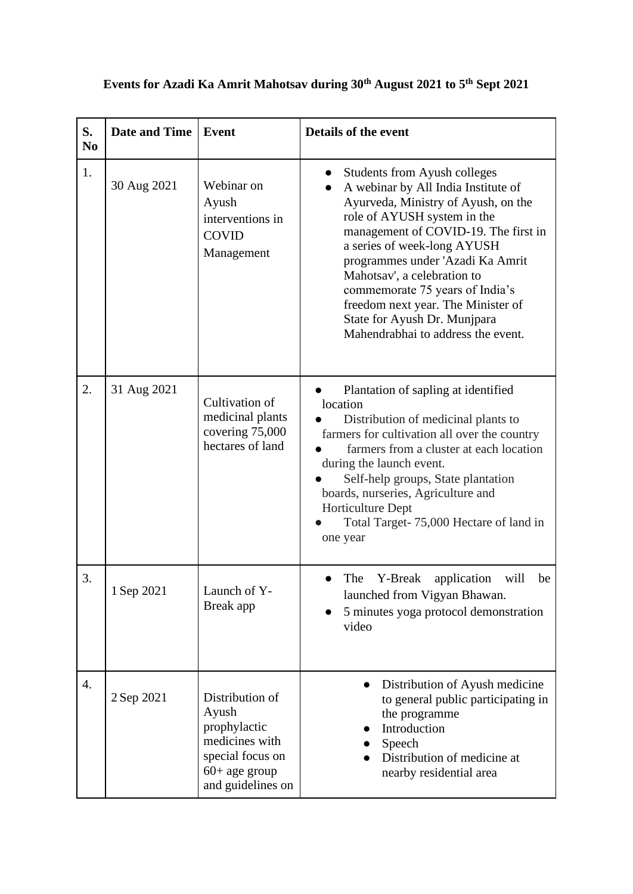**Events for Azadi Ka Amrit Mahotsav during 30th August 2021 to 5th Sept 2021**

| S. No | Date and Time | Event | Details of the event |
| --- | --- | --- | --- |
| 1. | 30 Aug 2021 | Webinar on Ayush interventions in COVID Management | • Students from Ayush colleges<br>• A webinar by All India Institute of Ayurveda, Ministry of Ayush, on the role of AYUSH system in the management of COVID-19. The first in a series of week-long AYUSH programmes under 'Azadi Ka Amrit Mahotsav', a celebration to commemorate 75 years of India's freedom next year. The Minister of State for Ayush Dr. Munjpara Mahendrabhai to address the event. |
| 2. | 31 Aug 2021 | Cultivation of medicinal plants covering 75,000 hectares of land | • Plantation of sapling at identified location<br>• Distribution of medicinal plants to farmers for cultivation all over the country<br>• farmers from a cluster at each location during the launch event.<br>• Self-help groups, State plantation boards, nurseries, Agriculture and Horticulture Dept<br>• Total Target- 75,000 Hectare of land in one year |
| 3. | 1 Sep 2021 | Launch of Y-Break app | • The Y-Break application will be launched from Vigyan Bhawan.<br>• 5 minutes yoga protocol demonstration video |
| 4. | 2 Sep 2021 | Distribution of Ayush prophylactic medicines with special focus on 60+ age group and guidelines on | • Distribution of Ayush medicine to general public participating in the programme<br>• Introduction<br>• Speech<br>• Distribution of medicine at nearby residential area |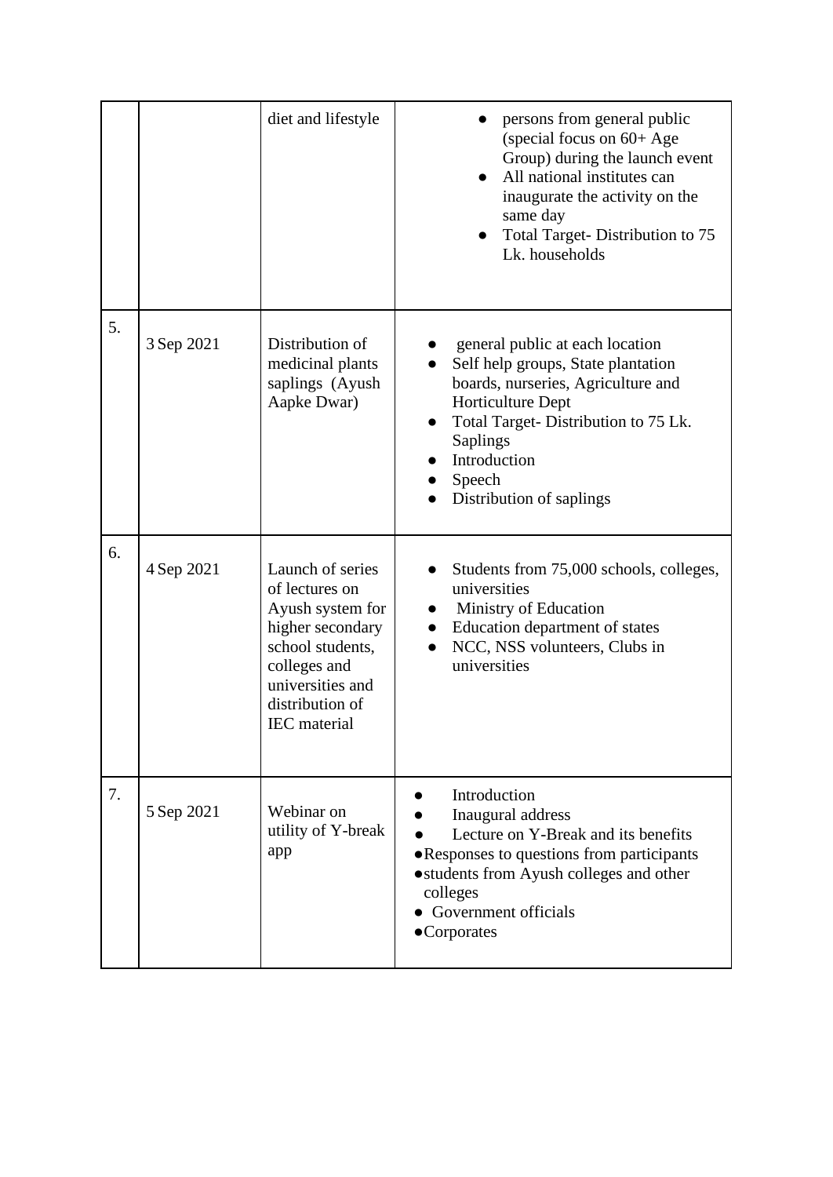| | | | |
|---|---|---|---|
| | | diet and lifestyle | • persons from general public (special focus on 60+ Age Group) during the launch event<br>• All national institutes can inaugurate the activity on the same day<br>• Total Target- Distribution to 75 Lk. households |
| 5. | 3 Sep 2021 | Distribution of medicinal plants saplings (Ayush Aapke Dwar) | • general public at each location<br>• Self help groups, State plantation boards, nurseries, Agriculture and Horticulture Dept<br>• Total Target- Distribution to 75 Lk. Saplings<br>• Introduction<br>• Speech<br>• Distribution of saplings |
| 6. | 4 Sep 2021 | Launch of series of lectures on Ayush system for higher secondary school students, colleges and universities and distribution of IEC material | • Students from 75,000 schools, colleges, universities<br>• Ministry of Education<br>• Education department of states<br>• NCC, NSS volunteers, Clubs in universities |
| 7. | 5 Sep 2021 | Webinar on utility of Y-break app | • Introduction<br>• Inaugural address<br>• Lecture on Y-Break and its benefits<br>• Responses to questions from participants<br>• students from Ayush colleges and other colleges<br>• Government officials<br>• Corporates |